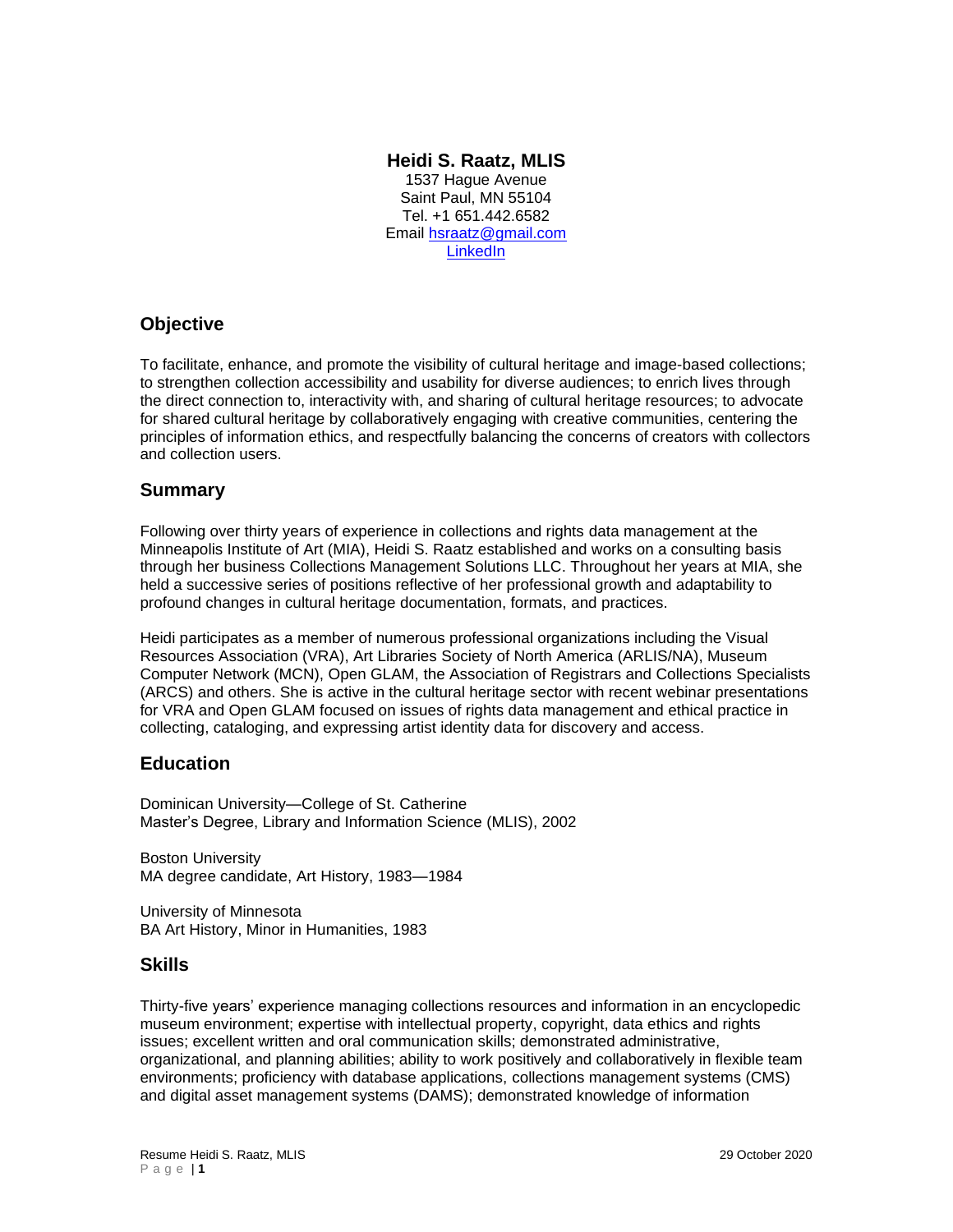# Heidi S. Raatz, MLIS

1537 Hague Avenue
Saint Paul, MN 55104
Tel. +1 651.442.6582
Email [hsraatz@gmail.com](mailto:hsraatz@gmail.com)
LinkedIn

## Objective

To facilitate, enhance, and promote the visibility of cultural heritage and image-based collections; to strengthen collection accessibility and usability for diverse audiences; to enrich lives through the direct connection to, interactivity with, and sharing of cultural heritage resources; to advocate for shared cultural heritage by collaboratively engaging with creative communities, centering the principles of information ethics, and respectfully balancing the concerns of creators with collectors and collection users.

## Summary

Following over thirty years of experience in collections and rights data management at the Minneapolis Institute of Art (MIA), Heidi S. Raatz established and works on a consulting basis through her business Collections Management Solutions LLC. Throughout her years at MIA, she held a successive series of positions reflective of her professional growth and adaptability to profound changes in cultural heritage documentation, formats, and practices.

Heidi participates as a member of numerous professional organizations including the Visual Resources Association (VRA), Art Libraries Society of North America (ARLIS/NA), Museum Computer Network (MCN), Open GLAM, the Association of Registrars and Collections Specialists (ARCS) and others. She is active in the cultural heritage sector with recent webinar presentations for VRA and Open GLAM focused on issues of rights data management and ethical practice in collecting, cataloging, and expressing artist identity data for discovery and access.

## Education

Dominican University—College of St. Catherine
Master's Degree, Library and Information Science (MLIS), 2002

Boston University
MA degree candidate, Art History, 1983—1984

University of Minnesota
BA Art History, Minor in Humanities, 1983

## Skills

Thirty-five years' experience managing collections resources and information in an encyclopedic museum environment; expertise with intellectual property, copyright, data ethics and rights issues; excellent written and oral communication skills; demonstrated administrative, organizational, and planning abilities; ability to work positively and collaboratively in flexible team environments; proficiency with database applications, collections management systems (CMS) and digital asset management systems (DAMS); demonstrated knowledge of information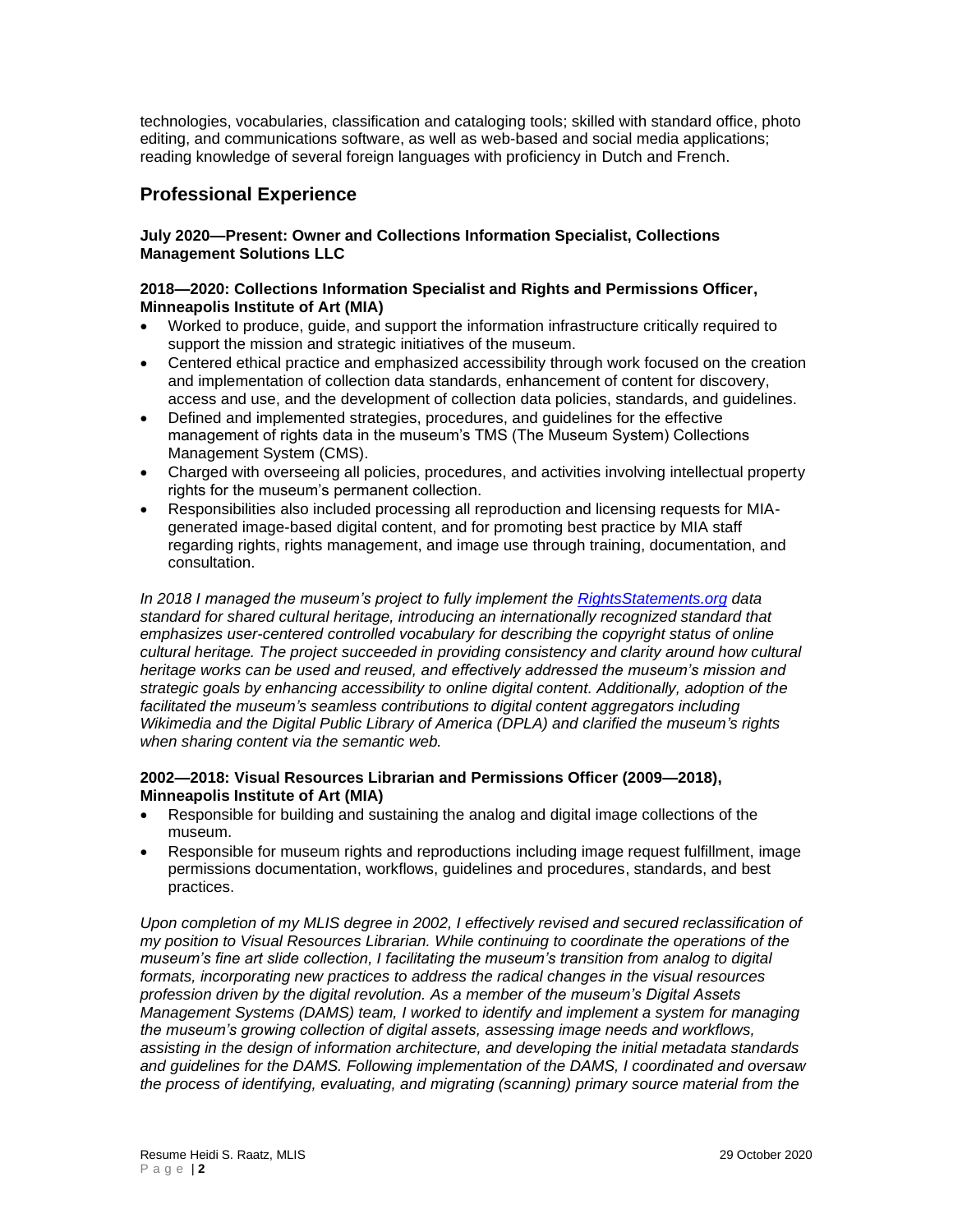technologies, vocabularies, classification and cataloging tools; skilled with standard office, photo editing, and communications software, as well as web-based and social media applications; reading knowledge of several foreign languages with proficiency in Dutch and French.

## Professional Experience

**July 2020—Present: Owner and Collections Information Specialist, Collections Management Solutions LLC**

**2018—2020: Collections Information Specialist and Rights and Permissions Officer, Minneapolis Institute of Art (MIA)**

- Worked to produce, guide, and support the information infrastructure critically required to support the mission and strategic initiatives of the museum.
- Centered ethical practice and emphasized accessibility through work focused on the creation and implementation of collection data standards, enhancement of content for discovery, access and use, and the development of collection data policies, standards, and guidelines.
- Defined and implemented strategies, procedures, and guidelines for the effective management of rights data in the museum's TMS (The Museum System) Collections Management System (CMS).
- Charged with overseeing all policies, procedures, and activities involving intellectual property rights for the museum's permanent collection.
- Responsibilities also included processing all reproduction and licensing requests for MIA-generated image-based digital content, and for promoting best practice by MIA staff regarding rights, rights management, and image use through training, documentation, and consultation.

*In 2018 I managed the museum's project to fully implement the [RightsStatements.org](RightsStatements.org) data standard for shared cultural heritage, introducing an internationally recognized standard that emphasizes user-centered controlled vocabulary for describing the copyright status of online cultural heritage. The project succeeded in providing consistency and clarity around how cultural heritage works can be used and reused, and effectively addressed the museum's mission and strategic goals by enhancing accessibility to online digital content. Additionally, adoption of the facilitated the museum's seamless contributions to digital content aggregators including Wikimedia and the Digital Public Library of America (DPLA) and clarified the museum's rights when sharing content via the semantic web.*

**2002—2018: Visual Resources Librarian and Permissions Officer (2009—2018), Minneapolis Institute of Art (MIA)**

- Responsible for building and sustaining the analog and digital image collections of the museum.
- Responsible for museum rights and reproductions including image request fulfillment, image permissions documentation, workflows, guidelines and procedures, standards, and best practices.

*Upon completion of my MLIS degree in 2002, I effectively revised and secured reclassification of my position to Visual Resources Librarian. While continuing to coordinate the operations of the museum's fine art slide collection, I facilitating the museum's transition from analog to digital formats, incorporating new practices to address the radical changes in the visual resources profession driven by the digital revolution. As a member of the museum's Digital Assets Management Systems (DAMS) team, I worked to identify and implement a system for managing the museum's growing collection of digital assets, assessing image needs and workflows, assisting in the design of information architecture, and developing the initial metadata standards and guidelines for the DAMS. Following implementation of the DAMS, I coordinated and oversaw the process of identifying, evaluating, and migrating (scanning) primary source material from the*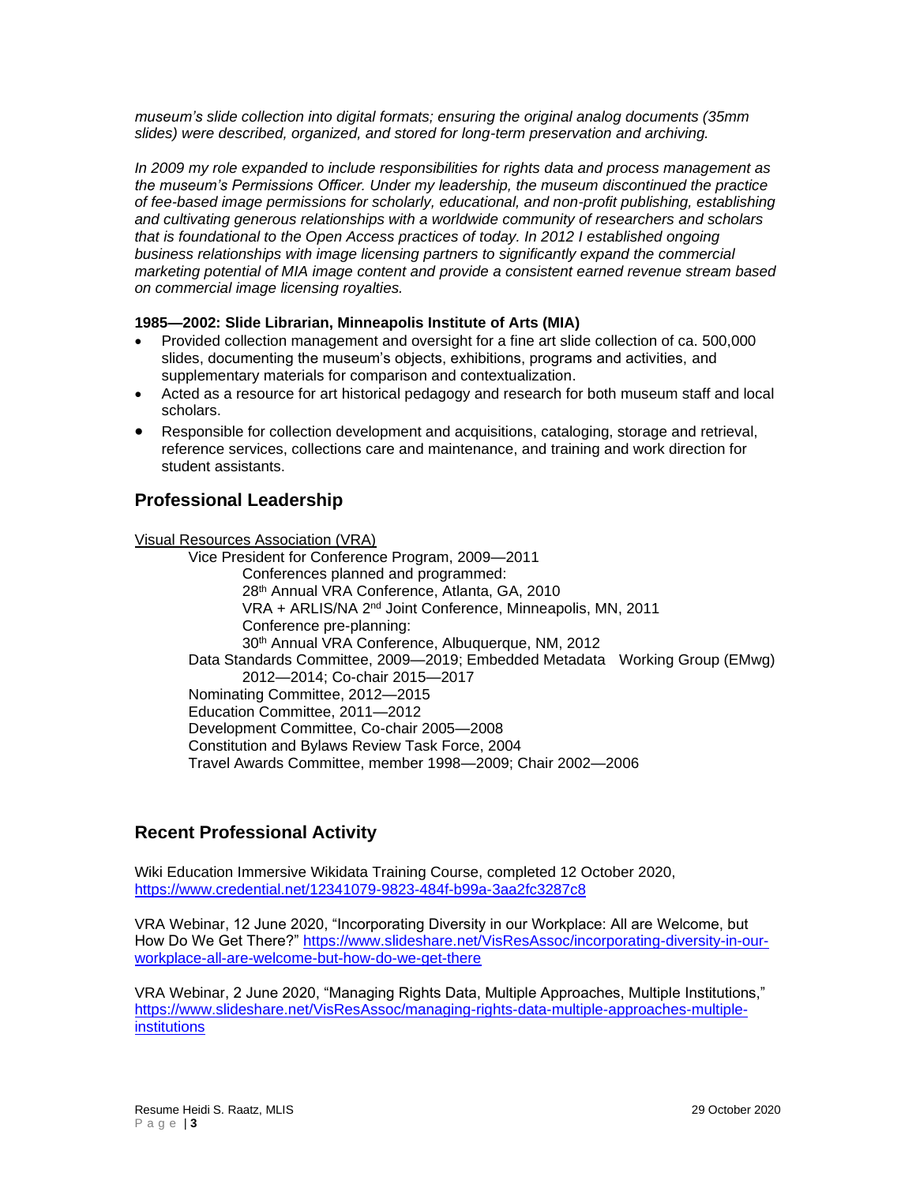*museum's slide collection into digital formats; ensuring the original analog documents (35mm slides) were described, organized, and stored for long-term preservation and archiving.*

*In 2009 my role expanded to include responsibilities for rights data and process management as the museum's Permissions Officer. Under my leadership, the museum discontinued the practice of fee-based image permissions for scholarly, educational, and non-profit publishing, establishing and cultivating generous relationships with a worldwide community of researchers and scholars that is foundational to the Open Access practices of today. In 2012 I established ongoing business relationships with image licensing partners to significantly expand the commercial marketing potential of MIA image content and provide a consistent earned revenue stream based on commercial image licensing royalties.*

**1985—2002: Slide Librarian, Minneapolis Institute of Arts (MIA)**

- Provided collection management and oversight for a fine art slide collection of ca. 500,000 slides, documenting the museum's objects, exhibitions, programs and activities, and supplementary materials for comparison and contextualization.
- Acted as a resource for art historical pedagogy and research for both museum staff and local scholars.
- Responsible for collection development and acquisitions, cataloging, storage and retrieval, reference services, collections care and maintenance, and training and work direction for student assistants.

## Professional Leadership

Visual Resources Association (VRA)

- Vice President for Conference Program, 2009—2011
  - Conferences planned and programmed:
  - 28th Annual VRA Conference, Atlanta, GA, 2010
  - VRA + ARLIS/NA 2nd Joint Conference, Minneapolis, MN, 2011
  - Conference pre-planning:
  - 30th Annual VRA Conference, Albuquerque, NM, 2012
- Data Standards Committee, 2009—2019; Embedded Metadata Working Group (EMwg) 2012—2014; Co-chair 2015—2017
- Nominating Committee, 2012—2015
- Education Committee, 2011—2012
- Development Committee, Co-chair 2005—2008
- Constitution and Bylaws Review Task Force, 2004
- Travel Awards Committee, member 1998—2009; Chair 2002—2006

## Recent Professional Activity

Wiki Education Immersive Wikidata Training Course, completed 12 October 2020, https://www.credential.net/12341079-9823-484f-b99a-3aa2fc3287c8

VRA Webinar, 12 June 2020, "Incorporating Diversity in our Workplace: All are Welcome, but How Do We Get There?" https://www.slideshare.net/VisResAssoc/incorporating-diversity-in-our-workplace-all-are-welcome-but-how-do-we-get-there

VRA Webinar, 2 June 2020, "Managing Rights Data, Multiple Approaches, Multiple Institutions," https://www.slideshare.net/VisResAssoc/managing-rights-data-multiple-approaches-multiple-institutions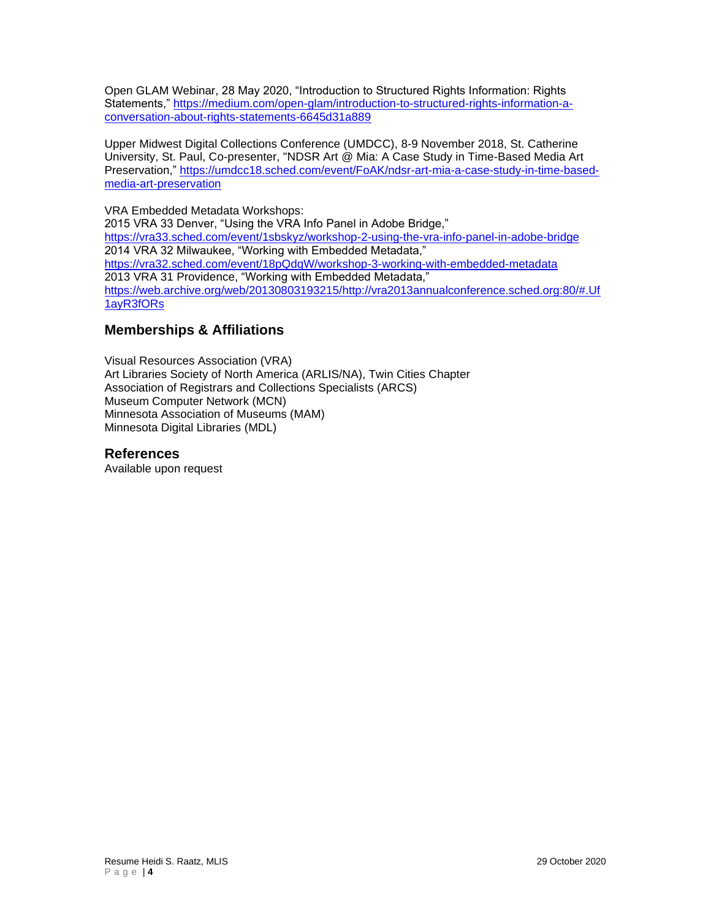Open GLAM Webinar, 28 May 2020, "Introduction to Structured Rights Information: Rights Statements," https://medium.com/open-glam/introduction-to-structured-rights-information-a-conversation-about-rights-statements-6645d31a889

Upper Midwest Digital Collections Conference (UMDCC), 8-9 November 2018, St. Catherine University, St. Paul, Co-presenter, "NDSR Art @ Mia: A Case Study in Time-Based Media Art Preservation," https://umdcc18.sched.com/event/FoAK/ndsr-art-mia-a-case-study-in-time-based-media-art-preservation

VRA Embedded Metadata Workshops:
2015 VRA 33 Denver, "Using the VRA Info Panel in Adobe Bridge," https://vra33.sched.com/event/1sbskyz/workshop-2-using-the-vra-info-panel-in-adobe-bridge
2014 VRA 32 Milwaukee, "Working with Embedded Metadata," https://vra32.sched.com/event/18pQdqW/workshop-3-working-with-embedded-metadata
2013 VRA 31 Providence, "Working with Embedded Metadata," https://web.archive.org/web/20130803193215/http://vra2013annualconference.sched.org:80/#.Uf1ayR3fORs

## Memberships & Affiliations

Visual Resources Association (VRA)
Art Libraries Society of North America (ARLIS/NA), Twin Cities Chapter
Association of Registrars and Collections Specialists (ARCS)
Museum Computer Network (MCN)
Minnesota Association of Museums (MAM)
Minnesota Digital Libraries (MDL)

## References

Available upon request